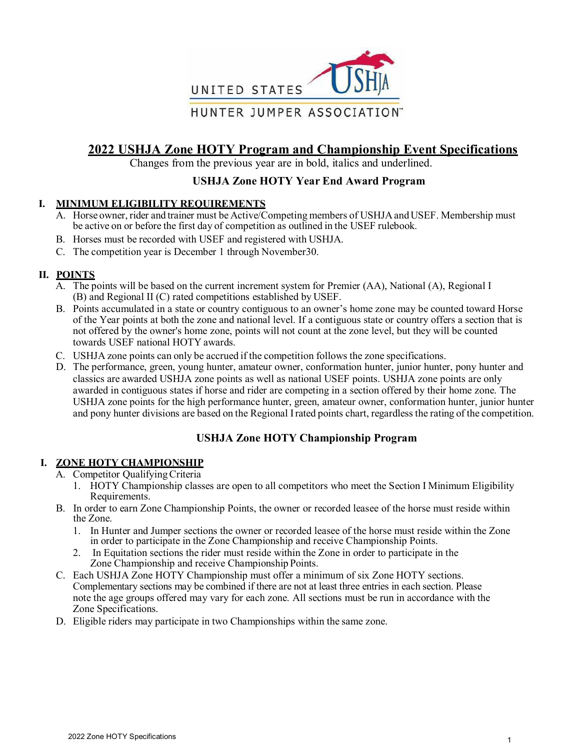# 2022 USHJA Zone HOTY Program and Championship Event Specifications

Changes from the previous year are in bold, italics and underlined.

## USHJA Zone HOTY Year End Award Program

### I. MINIMUM ELIGIBILITY REQUIREMENTS

A. Horse owner, rider and trainer must be Active/Competing members of USHJA and USEF. Membership must be active on or before the first day of competition as outlined in the USEF rulebook.

B. Horses must be recorded with USEF and registered with USHJA.

C. The competition year is December 1 through November30.

### II. POINTS

A. The points will be based on the current increment system for Premier (AA), National (A), Regional I (B) and Regional II (C) rated competitions established by USEF.

B. Points accumulated in a state or country contiguous to an owner's home zone may be counted toward Horse of the Year points at both the zone and national level. If a contiguous state or country offers a section that is not offered by the owner's home zone, points will not count at the zone level, but they will be counted towards USEF national HOTY awards.

C. USHJA zone points can only be accrued if the competition follows the zone specifications.

D. The performance, green, young hunter, amateur owner, conformation hunter, junior hunter, pony hunter and classics are awarded USHJA zone points as well as national USEF points. USHJA zone points are only awarded in contiguous states if horse and rider are competing in a section offered by their home zone. The USHJA zone points for the high performance hunter, green, amateur owner, conformation hunter, junior hunter and pony hunter divisions are based on the Regional I rated points chart, regardless the rating of the competition.

## USHJA Zone HOTY Championship Program

### I. ZONE HOTY CHAMPIONSHIP

A. Competitor Qualifying Criteria

1. HOTY Championship classes are open to all competitors who meet the Section I Minimum Eligibility Requirements.

B. In order to earn Zone Championship Points, the owner or recorded leasee of the horse must reside within the Zone.

1. In Hunter and Jumper sections the owner or recorded leasee of the horse must reside within the Zone in order to participate in the Zone Championship and receive Championship Points.
2. In Equitation sections the rider must reside within the Zone in order to participate in the Zone Championship and receive Championship Points.

C. Each USHJA Zone HOTY Championship must offer a minimum of six Zone HOTY sections. Complementary sections may be combined if there are not at least three entries in each section. Please note the age groups offered may vary for each zone. All sections must be run in accordance with the Zone Specifications.

D. Eligible riders may participate in two Championships within the same zone.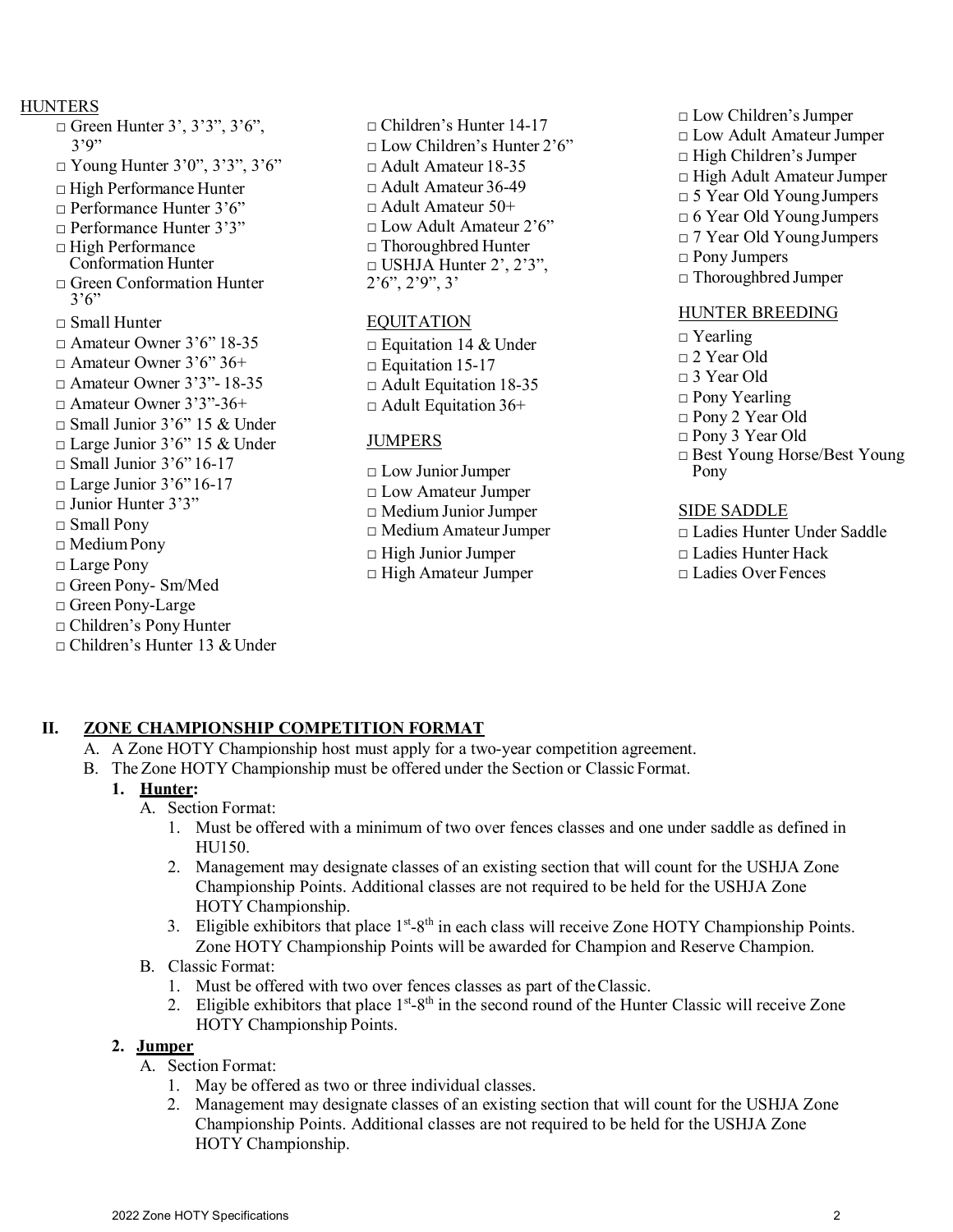HUNTERS

- □ Green Hunter 3', 3'3", 3'6", 3'9"
- □ Young Hunter 3'0", 3'3", 3'6"
- □ High Performance Hunter
- □ Performance Hunter 3'6"
- □ Performance Hunter 3'3"
- □ High Performance Conformation Hunter
- □ Green Conformation Hunter 3'6"
- □ Small Hunter
- □ Amateur Owner 3'6" 18-35
- □ Amateur Owner 3'6" 36+
- □ Amateur Owner 3'3"- 18-35
- □ Amateur Owner 3'3"-36+
- □ Small Junior 3'6" 15 & Under
- □ Large Junior 3'6" 15 & Under
- □ Small Junior 3'6" 16-17
- □ Large Junior 3'6" 16-17
- □ Junior Hunter 3'3"
- □ Small Pony
- □ Medium Pony
- □ Large Pony
- □ Green Pony- Sm/Med
- □ Green Pony-Large
- □ Children's Pony Hunter
- □ Children's Hunter 13 & Under
- □ Children's Hunter 14-17
- □ Low Children's Hunter 2'6"
- □ Adult Amateur 18-35
- □ Adult Amateur 36-49
- □ Adult Amateur 50+
- □ Low Adult Amateur 2'6"
- □ Thoroughbred Hunter
- □ USHJA Hunter 2', 2'3", 2'6", 2'9", 3'

EQUITATION

- □ Equitation 14 & Under
- □ Equitation 15-17
- □ Adult Equitation 18-35
- □ Adult Equitation 36+

JUMPERS

- □ Low Junior Jumper
- □ Low Amateur Jumper
- □ Medium Junior Jumper
- □ Medium Amateur Jumper
- □ High Junior Jumper
- □ High Amateur Jumper
- □ Low Children's Jumper
- □ Low Adult Amateur Jumper
- □ High Children's Jumper
- □ High Adult Amateur Jumper
- □ 5 Year Old Young Jumpers
- □ 6 Year Old Young Jumpers
- □ 7 Year Old Young Jumpers
- □ Pony Jumpers
- □ Thoroughbred Jumper

HUNTER BREEDING

- □ Yearling
- □ 2 Year Old
- □ 3 Year Old
- □ Pony Yearling
- □ Pony 2 Year Old
- □ Pony 3 Year Old
- □ Best Young Horse/Best Young Pony

SIDE SADDLE

- □ Ladies Hunter Under Saddle
- □ Ladies Hunter Hack
- □ Ladies Over Fences

## II. ZONE CHAMPIONSHIP COMPETITION FORMAT

A. A Zone HOTY Championship host must apply for a two-year competition agreement.

B. The Zone HOTY Championship must be offered under the Section or Classic Format.

**1. Hunter:**

A. Section Format:

1. Must be offered with a minimum of two over fences classes and one under saddle as defined in HU150.
2. Management may designate classes of an existing section that will count for the USHJA Zone Championship Points. Additional classes are not required to be held for the USHJA Zone HOTY Championship.
3. Eligible exhibitors that place 1st-8th in each class will receive Zone HOTY Championship Points. Zone HOTY Championship Points will be awarded for Champion and Reserve Champion.

B. Classic Format:

1. Must be offered with two over fences classes as part of the Classic.
2. Eligible exhibitors that place 1st-8th in the second round of the Hunter Classic will receive Zone HOTY Championship Points.

**2. Jumper**

A. Section Format:

1. May be offered as two or three individual classes.
2. Management may designate classes of an existing section that will count for the USHJA Zone Championship Points. Additional classes are not required to be held for the USHJA Zone HOTY Championship.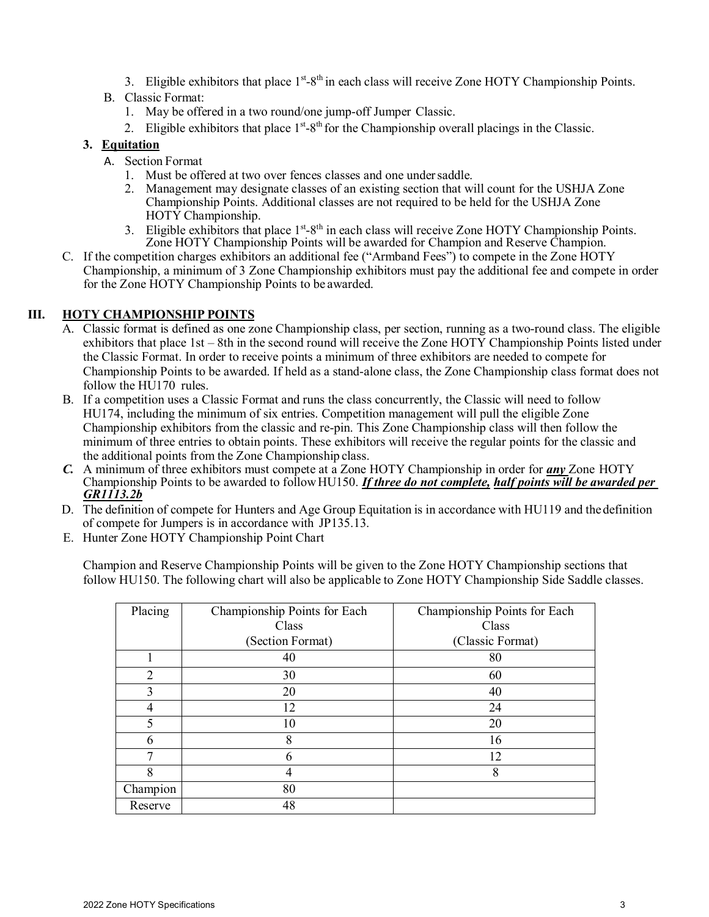3. Eligible exhibitors that place 1st-8th in each class will receive Zone HOTY Championship Points.

B. Classic Format:
   1. May be offered in a two round/one jump-off Jumper Classic.
   2. Eligible exhibitors that place 1st-8th for the Championship overall placings in the Classic.

**3. Equitation**

A. Section Format
   1. Must be offered at two over fences classes and one under saddle.
   2. Management may designate classes of an existing section that will count for the USHJA Zone Championship Points. Additional classes are not required to be held for the USHJA Zone HOTY Championship.
   3. Eligible exhibitors that place 1st-8th in each class will receive Zone HOTY Championship Points. Zone HOTY Championship Points will be awarded for Champion and Reserve Champion.

C. If the competition charges exhibitors an additional fee ("Armband Fees") to compete in the Zone HOTY Championship, a minimum of 3 Zone Championship exhibitors must pay the additional fee and compete in order for the Zone HOTY Championship Points to be awarded.

## III. HOTY CHAMPIONSHIP POINTS

A. Classic format is defined as one zone Championship class, per section, running as a two-round class. The eligible exhibitors that place 1st – 8th in the second round will receive the Zone HOTY Championship Points listed under the Classic Format. In order to receive points a minimum of three exhibitors are needed to compete for Championship Points to be awarded. If held as a stand-alone class, the Zone Championship class format does not follow the HU170 rules.

B. If a competition uses a Classic Format and runs the class concurrently, the Classic will need to follow HU174, including the minimum of six entries. Competition management will pull the eligible Zone Championship exhibitors from the classic and re-pin. This Zone Championship class will then follow the minimum of three entries to obtain points. These exhibitors will receive the regular points for the classic and the additional points from the Zone Championship class.

***C.*** A minimum of three exhibitors must compete at a Zone HOTY Championship in order for ***any*** Zone HOTY Championship Points to be awarded to follow HU150. ***If three do not complete, half points will be awarded per GR1113.2b***

D. The definition of compete for Hunters and Age Group Equitation is in accordance with HU119 and the definition of compete for Jumpers is in accordance with JP135.13.

E. Hunter Zone HOTY Championship Point Chart

Champion and Reserve Championship Points will be given to the Zone HOTY Championship sections that follow HU150. The following chart will also be applicable to Zone HOTY Championship Side Saddle classes.

| Placing | Championship Points for Each Class (Section Format) | Championship Points for Each Class (Classic Format) |
|---|---|---|
| 1 | 40 | 80 |
| 2 | 30 | 60 |
| 3 | 20 | 40 |
| 4 | 12 | 24 |
| 5 | 10 | 20 |
| 6 | 8 | 16 |
| 7 | 6 | 12 |
| 8 | 4 | 8 |
| Champion | 80 | |
| Reserve | 48 | |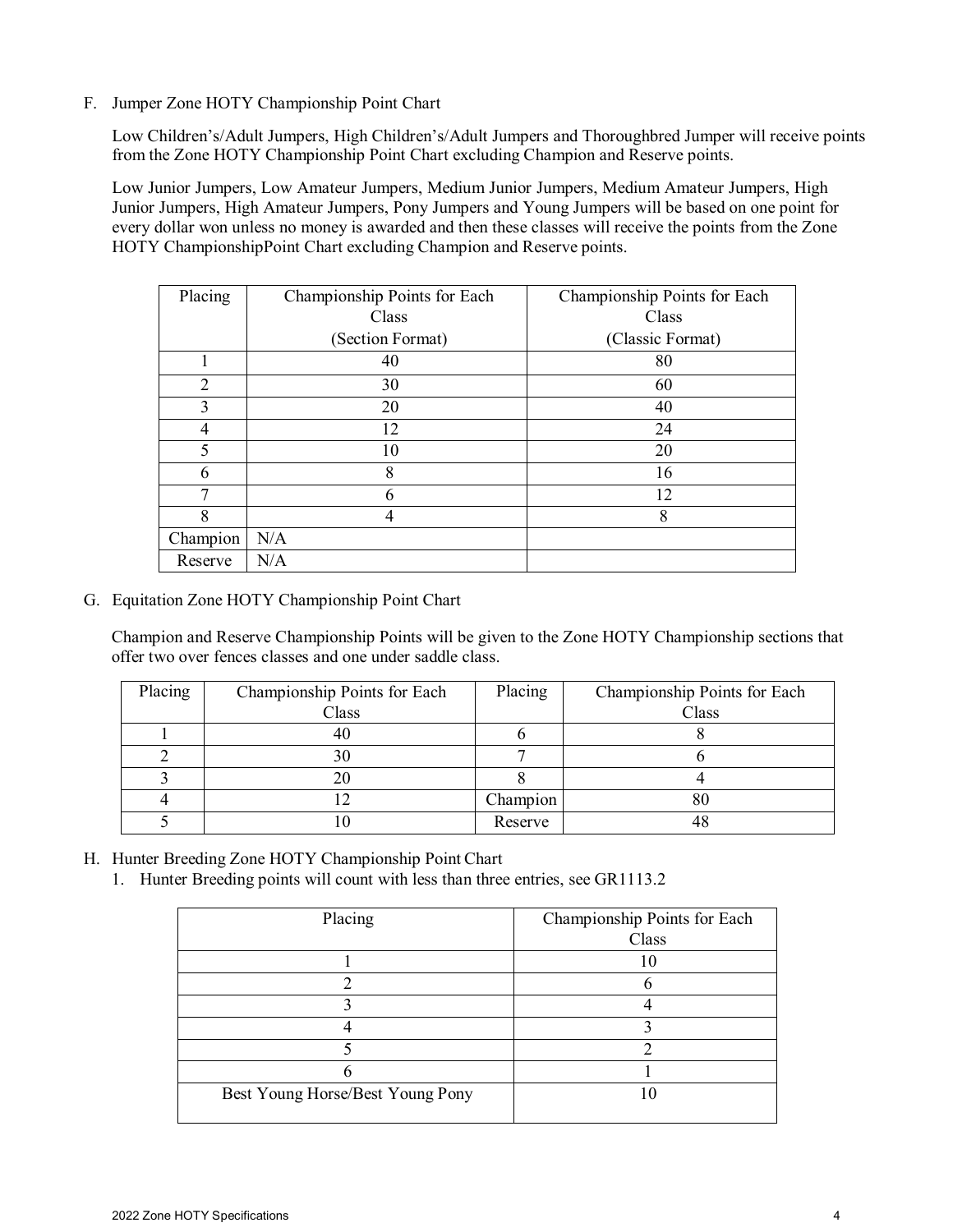F. Jumper Zone HOTY Championship Point Chart

Low Children's/Adult Jumpers, High Children's/Adult Jumpers and Thoroughbred Jumper will receive points from the Zone HOTY Championship Point Chart excluding Champion and Reserve points.

Low Junior Jumpers, Low Amateur Jumpers, Medium Junior Jumpers, Medium Amateur Jumpers, High Junior Jumpers, High Amateur Jumpers, Pony Jumpers and Young Jumpers will be based on one point for every dollar won unless no money is awarded and then these classes will receive the points from the Zone HOTY ChampionshipPoint Chart excluding Champion and Reserve points.

| Placing | Championship Points for Each Class (Section Format) | Championship Points for Each Class (Classic Format) |
|---|---|---|
| 1 | 40 | 80 |
| 2 | 30 | 60 |
| 3 | 20 | 40 |
| 4 | 12 | 24 |
| 5 | 10 | 20 |
| 6 | 8 | 16 |
| 7 | 6 | 12 |
| 8 | 4 | 8 |
| Champion | N/A | |
| Reserve | N/A | |

G. Equitation Zone HOTY Championship Point Chart

Champion and Reserve Championship Points will be given to the Zone HOTY Championship sections that offer two over fences classes and one under saddle class.

| Placing | Championship Points for Each Class | Placing | Championship Points for Each Class |
|---|---|---|---|
| 1 | 40 | 6 | 8 |
| 2 | 30 | 7 | 6 |
| 3 | 20 | 8 | 4 |
| 4 | 12 | Champion | 80 |
| 5 | 10 | Reserve | 48 |

H. Hunter Breeding Zone HOTY Championship Point Chart

1. Hunter Breeding points will count with less than three entries, see GR1113.2

| Placing | Championship Points for Each Class |
|---|---|
| 1 | 10 |
| 2 | 6 |
| 3 | 4 |
| 4 | 3 |
| 5 | 2 |
| 6 | 1 |
| Best Young Horse/Best Young Pony | 10 |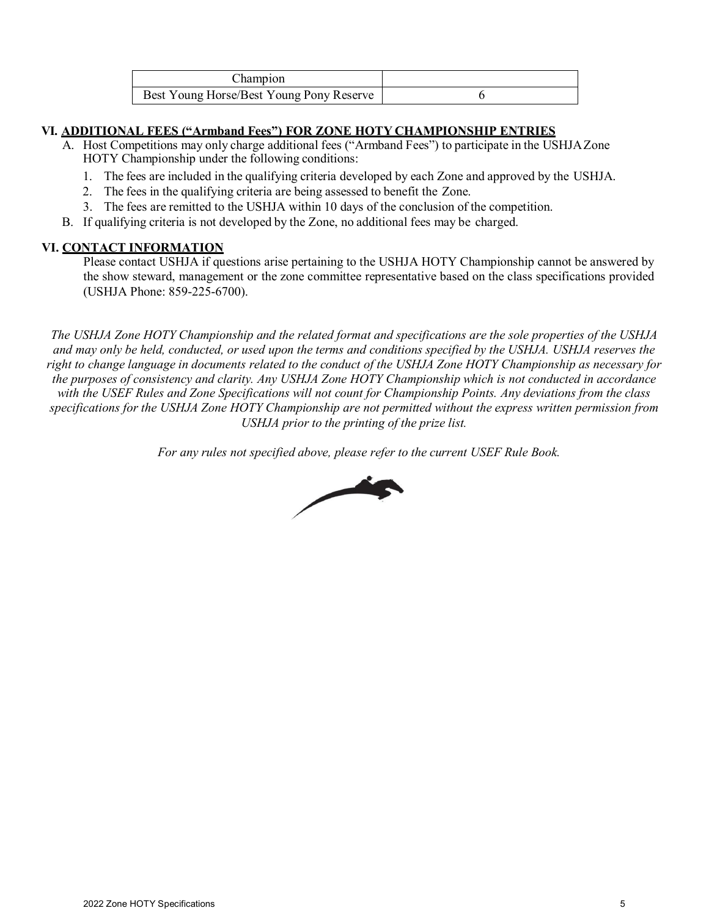| | |
|---|---|
| Champion | |
| Best Young Horse/Best Young Pony Reserve | 6 |

### VI. <u>ADDITIONAL FEES ("Armband Fees") FOR ZONE HOTY CHAMPIONSHIP ENTRIES</u>

A. Host Competitions may only charge additional fees ("Armband Fees") to participate in the USHJA Zone HOTY Championship under the following conditions:
   1. The fees are included in the qualifying criteria developed by each Zone and approved by the USHJA.
   2. The fees in the qualifying criteria are being assessed to benefit the Zone.
   3. The fees are remitted to the USHJA within 10 days of the conclusion of the competition.

B. If qualifying criteria is not developed by the Zone, no additional fees may be charged.

### VI. <u>CONTACT INFORMATION</u>

Please contact USHJA if questions arise pertaining to the USHJA HOTY Championship cannot be answered by the show steward, management or the zone committee representative based on the class specifications provided (USHJA Phone: 859-225-6700).

*The USHJA Zone HOTY Championship and the related format and specifications are the sole properties of the USHJA and may only be held, conducted, or used upon the terms and conditions specified by the USHJA. USHJA reserves the right to change language in documents related to the conduct of the USHJA Zone HOTY Championship as necessary for the purposes of consistency and clarity. Any USHJA Zone HOTY Championship which is not conducted in accordance with the USEF Rules and Zone Specifications will not count for Championship Points. Any deviations from the class specifications for the USHJA Zone HOTY Championship are not permitted without the express written permission from USHJA prior to the printing of the prize list.*

*For any rules not specified above, please refer to the current USEF Rule Book.*